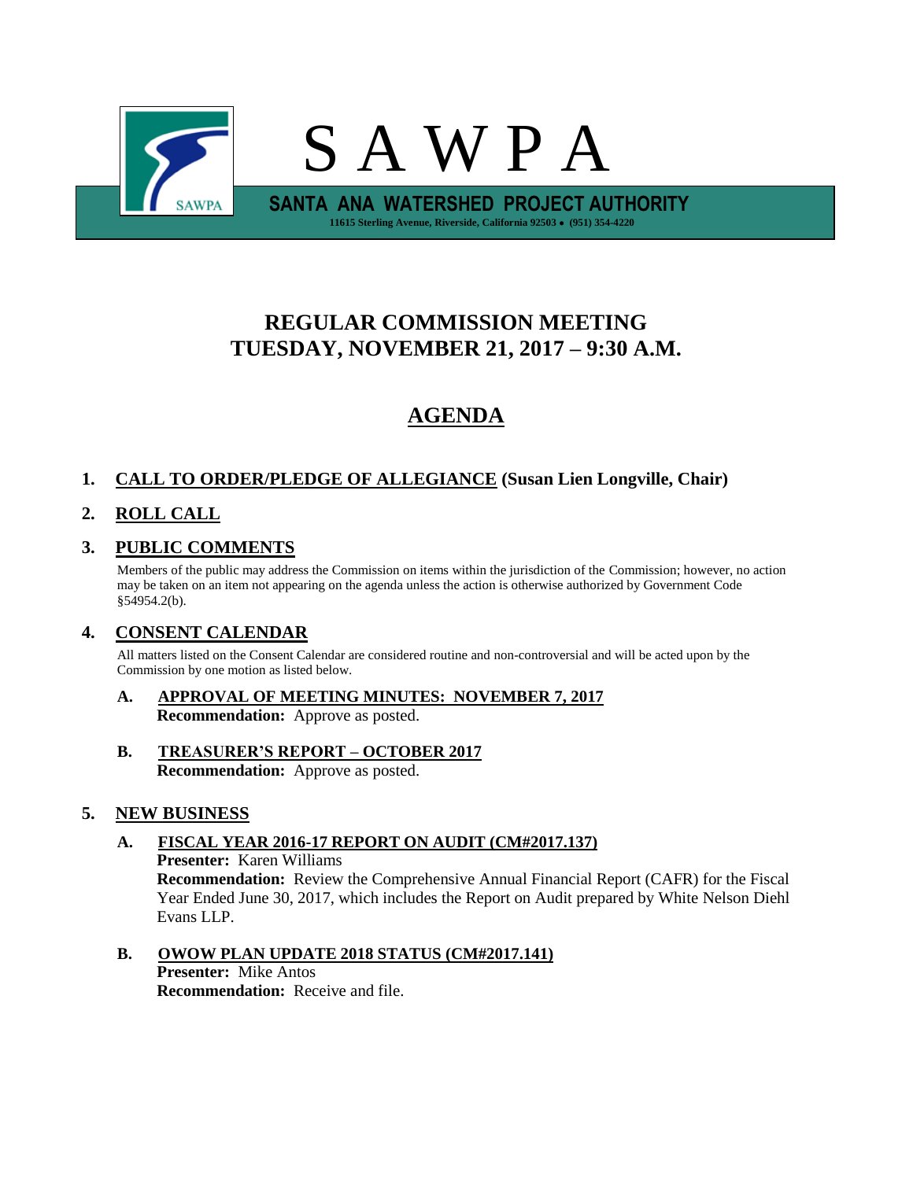# S A W P A

**SANTA ANA WATERSHED PROJECT AUTHORITY**

11615 Sterling Avenue, Riverside, California 92503 • (951) 354-4220

## REGULAR COMMISSION MEETING
## TUESDAY, NOVEMBER 21, 2017 – 9:30 A.M.

## AGENDA

**1. CALL TO ORDER/PLEDGE OF ALLEGIANCE (Susan Lien Longville, Chair)**

**2. ROLL CALL**

**3. PUBLIC COMMENTS**

Members of the public may address the Commission on items within the jurisdiction of the Commission; however, no action may be taken on an item not appearing on the agenda unless the action is otherwise authorized by Government Code §54954.2(b).

**4. CONSENT CALENDAR**

All matters listed on the Consent Calendar are considered routine and non-controversial and will be acted upon by the Commission by one motion as listed below.

**A. APPROVAL OF MEETING MINUTES: NOVEMBER 7, 2017**
**Recommendation:** Approve as posted.

**B. TREASURER'S REPORT – OCTOBER 2017**
**Recommendation:** Approve as posted.

**5. NEW BUSINESS**

**A. FISCAL YEAR 2016-17 REPORT ON AUDIT (CM#2017.137)**
**Presenter:** Karen Williams
**Recommendation:** Review the Comprehensive Annual Financial Report (CAFR) for the Fiscal Year Ended June 30, 2017, which includes the Report on Audit prepared by White Nelson Diehl Evans LLP.

**B. OWOW PLAN UPDATE 2018 STATUS (CM#2017.141)**
**Presenter:** Mike Antos
**Recommendation:** Receive and file.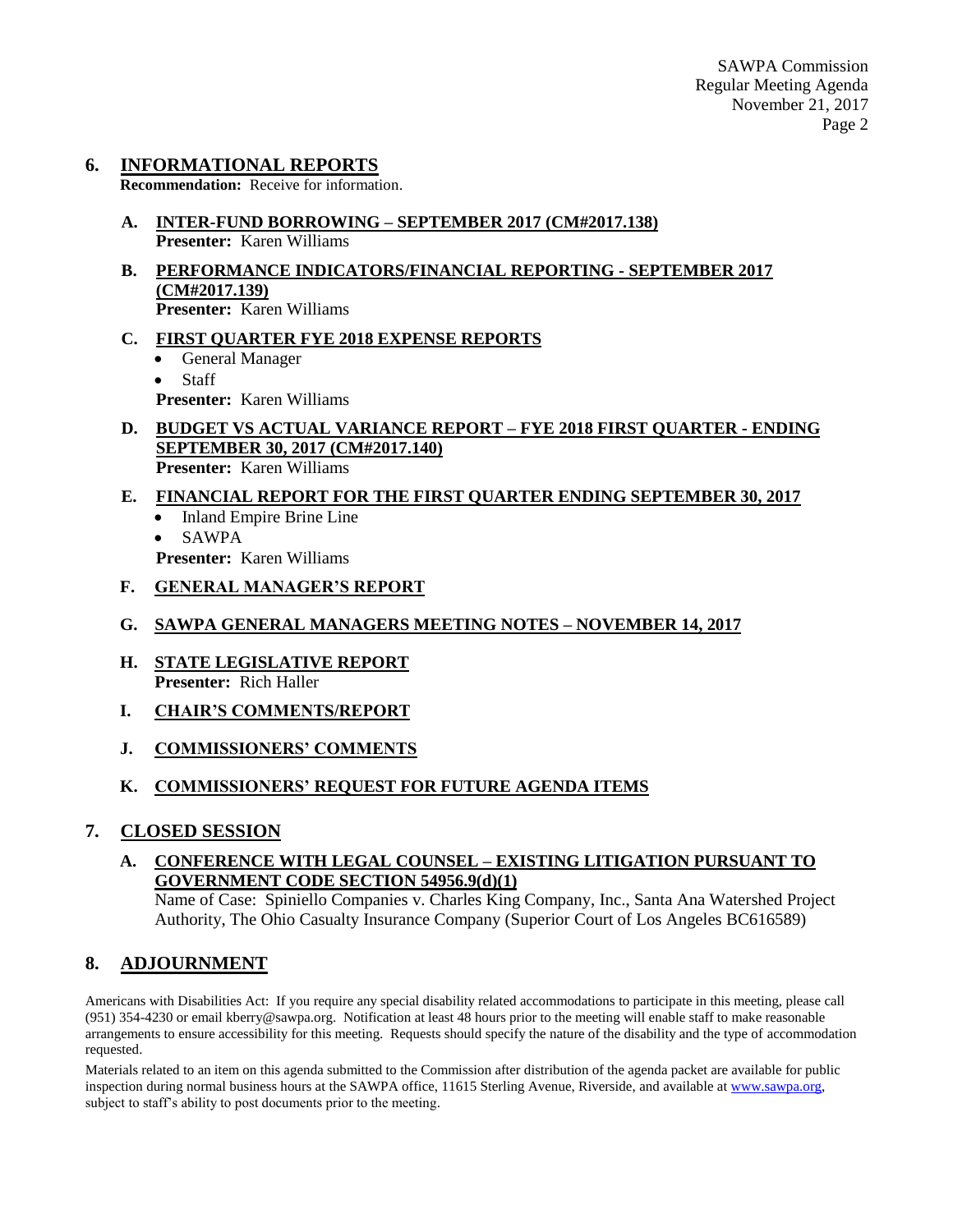## 6. INFORMATIONAL REPORTS

**Recommendation:** Receive for information.

**A. INTER-FUND BORROWING – SEPTEMBER 2017 (CM#2017.138)**
**Presenter:** Karen Williams

**B. PERFORMANCE INDICATORS/FINANCIAL REPORTING - SEPTEMBER 2017 (CM#2017.139)**
**Presenter:** Karen Williams

**C. FIRST QUARTER FYE 2018 EXPENSE REPORTS**

- General Manager
- Staff

**Presenter:** Karen Williams

**D. BUDGET VS ACTUAL VARIANCE REPORT – FYE 2018 FIRST QUARTER - ENDING SEPTEMBER 30, 2017 (CM#2017.140)**
**Presenter:** Karen Williams

**E. FINANCIAL REPORT FOR THE FIRST QUARTER ENDING SEPTEMBER 30, 2017**

- Inland Empire Brine Line
- SAWPA

**Presenter:** Karen Williams

**F. GENERAL MANAGER'S REPORT**

**G. SAWPA GENERAL MANAGERS MEETING NOTES – NOVEMBER 14, 2017**

**H. STATE LEGISLATIVE REPORT**
**Presenter:** Rich Haller

**I. CHAIR'S COMMENTS/REPORT**

**J. COMMISSIONERS' COMMENTS**

**K. COMMISSIONERS' REQUEST FOR FUTURE AGENDA ITEMS**

## 7. CLOSED SESSION

**A. CONFERENCE WITH LEGAL COUNSEL – EXISTING LITIGATION PURSUANT TO GOVERNMENT CODE SECTION 54956.9(d)(1)**
Name of Case: Spiniello Companies v. Charles King Company, Inc., Santa Ana Watershed Project Authority, The Ohio Casualty Insurance Company (Superior Court of Los Angeles BC616589)

## 8. ADJOURNMENT

Americans with Disabilities Act: If you require any special disability related accommodations to participate in this meeting, please call (951) 354-4230 or email kberry@sawpa.org. Notification at least 48 hours prior to the meeting will enable staff to make reasonable arrangements to ensure accessibility for this meeting. Requests should specify the nature of the disability and the type of accommodation requested.

Materials related to an item on this agenda submitted to the Commission after distribution of the agenda packet are available for public inspection during normal business hours at the SAWPA office, 11615 Sterling Avenue, Riverside, and available at www.sawpa.org, subject to staff's ability to post documents prior to the meeting.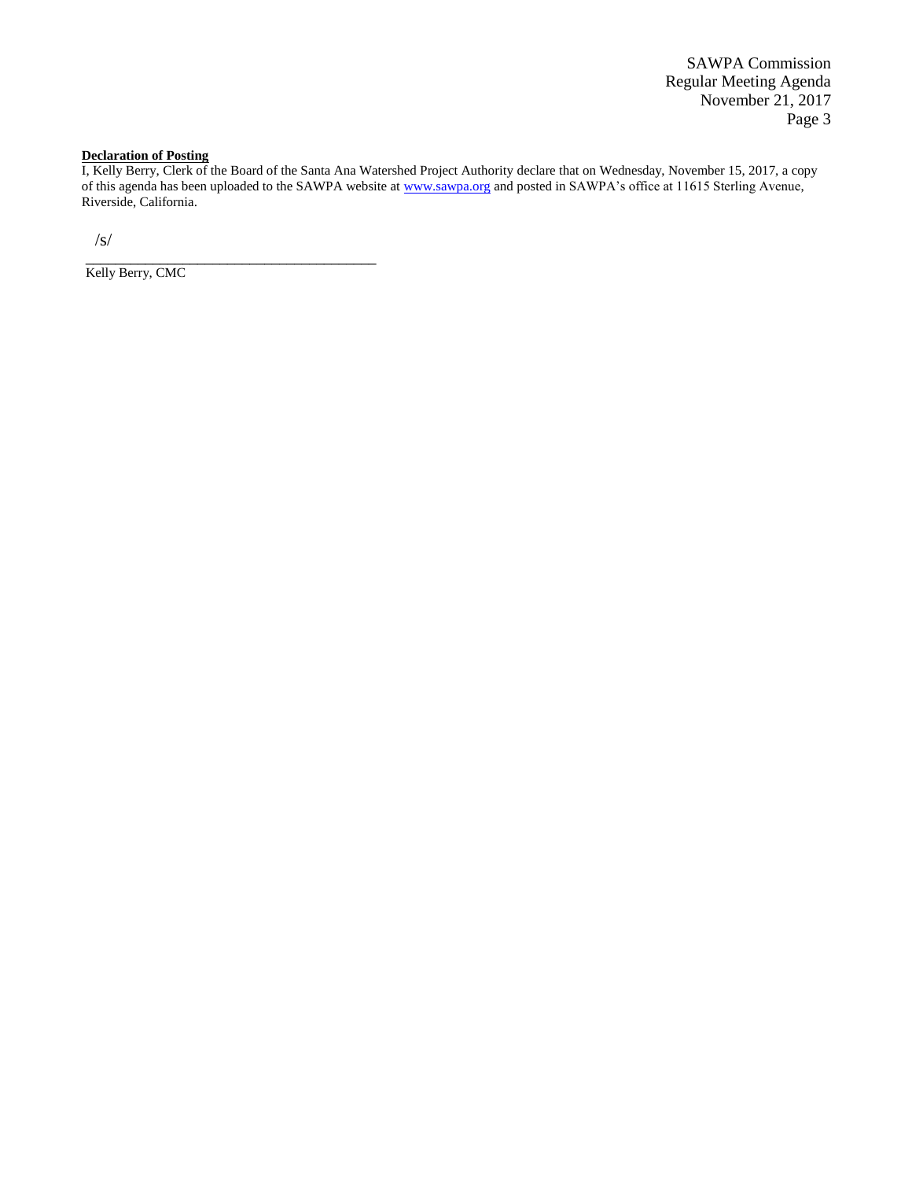**Declaration of Posting**

I, Kelly Berry, Clerk of the Board of the Santa Ana Watershed Project Authority declare that on Wednesday, November 15, 2017, a copy of this agenda has been uploaded to the SAWPA website at www.sawpa.org and posted in SAWPA's office at 11615 Sterling Avenue, Riverside, California.

/s/

_________________________________________

Kelly Berry, CMC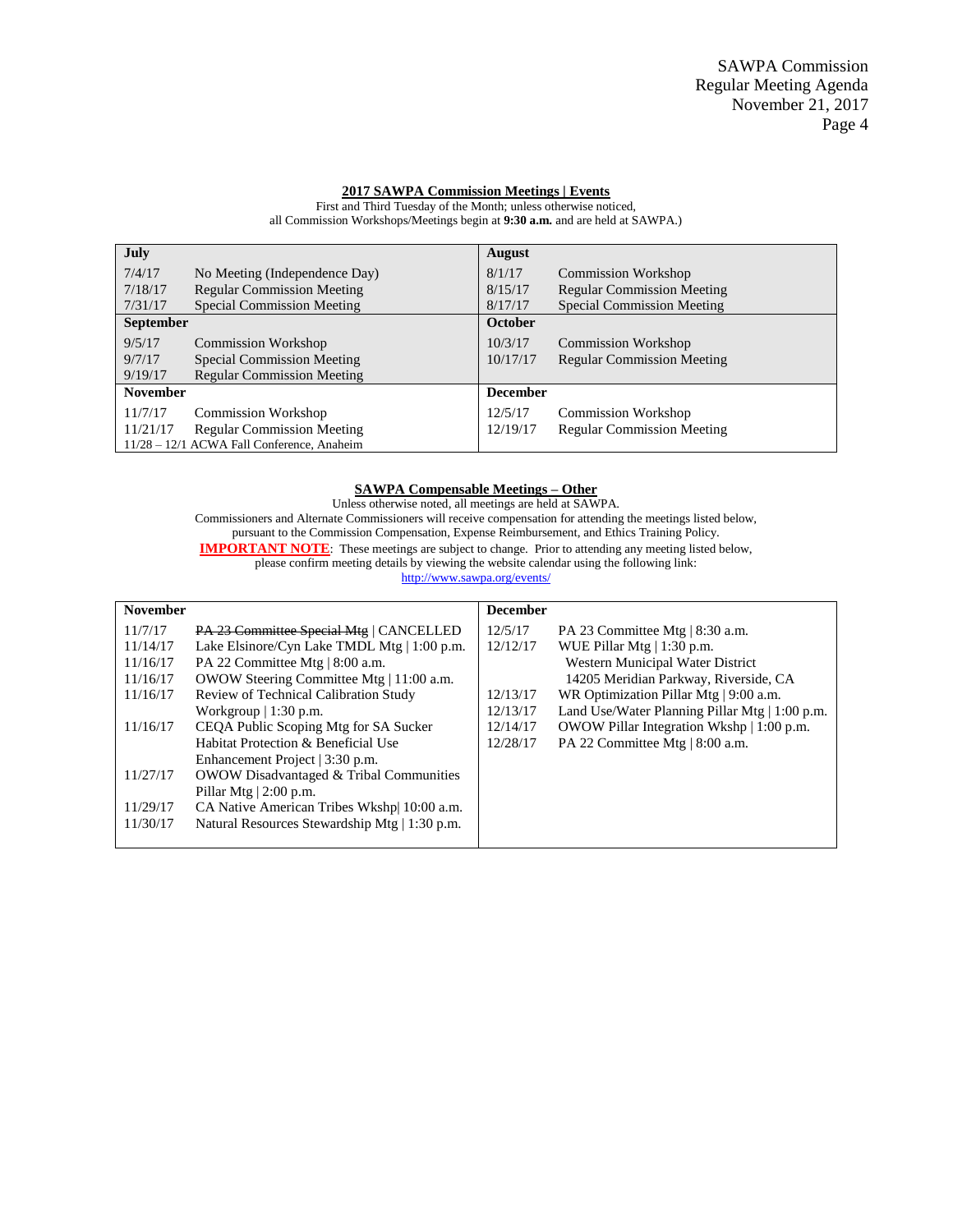## 2017 SAWPA Commission Meetings | Events

First and Third Tuesday of the Month; unless otherwise noticed, all Commission Workshops/Meetings begin at **9:30 a.m.** and are held at SAWPA.)

| **July** | | **August** | |
|---|---|---|---|
| 7/4/17 | No Meeting (Independence Day) | 8/1/17 | Commission Workshop |
| 7/18/17 | Regular Commission Meeting | 8/15/17 | Regular Commission Meeting |
| 7/31/17 | Special Commission Meeting | 8/17/17 | Special Commission Meeting |
| **September** | | **October** | |
| 9/5/17 | Commission Workshop | 10/3/17 | Commission Workshop |
| 9/7/17 | Special Commission Meeting | 10/17/17 | Regular Commission Meeting |
| 9/19/17 | Regular Commission Meeting | | |
| **November** | | **December** | |
| 11/7/17 | Commission Workshop | 12/5/17 | Commission Workshop |
| 11/21/17 | Regular Commission Meeting | 12/19/17 | Regular Commission Meeting |
| 11/28 – 12/1 ACWA Fall Conference, Anaheim | | | |

## SAWPA Compensable Meetings – Other

Unless otherwise noted, all meetings are held at SAWPA.
Commissioners and Alternate Commissioners will receive compensation for attending the meetings listed below, pursuant to the Commission Compensation, Expense Reimbursement, and Ethics Training Policy.
**IMPORTANT NOTE**: These meetings are subject to change. Prior to attending any meeting listed below, please confirm meeting details by viewing the website calendar using the following link:
http://www.sawpa.org/events/

| **November** | | **December** | |
|---|---|---|---|
| 11/7/17 | ~~PA 23 Committee Special Mtg~~ \| CANCELLED | 12/5/17 | PA 23 Committee Mtg \| 8:30 a.m. |
| 11/14/17 | Lake Elsinore/Cyn Lake TMDL Mtg \| 1:00 p.m. | 12/12/17 | WUE Pillar Mtg \| 1:30 p.m. Western Municipal Water District 14205 Meridian Parkway, Riverside, CA |
| 11/16/17 | PA 22 Committee Mtg \| 8:00 a.m. | 12/13/17 | WR Optimization Pillar Mtg \| 9:00 a.m. |
| 11/16/17 | OWOW Steering Committee Mtg \| 11:00 a.m. | 12/13/17 | Land Use/Water Planning Pillar Mtg \| 1:00 p.m. |
| 11/16/17 | Review of Technical Calibration Study Workgroup \| 1:30 p.m. | 12/14/17 | OWOW Pillar Integration Wkshp \| 1:00 p.m. |
| 11/16/17 | CEQA Public Scoping Mtg for SA Sucker Habitat Protection & Beneficial Use Enhancement Project \| 3:30 p.m. | 12/28/17 | PA 22 Committee Mtg \| 8:00 a.m. |
| 11/27/17 | OWOW Disadvantaged & Tribal Communities Pillar Mtg \| 2:00 p.m. | | |
| 11/29/17 | CA Native American Tribes Wkshp\| 10:00 a.m. | | |
| 11/30/17 | Natural Resources Stewardship Mtg \| 1:30 p.m. | | |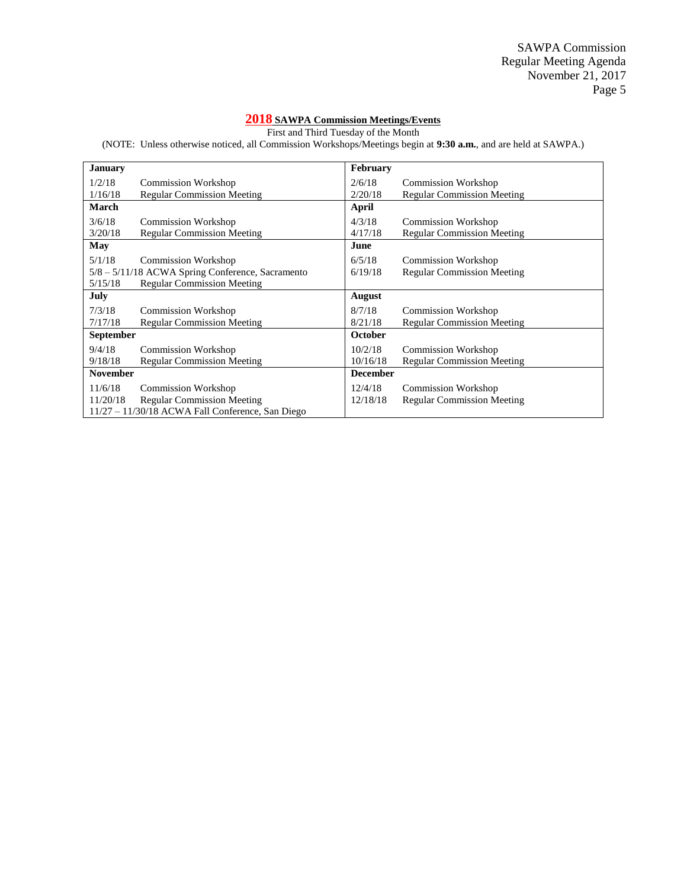## 2018 SAWPA Commission Meetings/Events

First and Third Tuesday of the Month

(NOTE: Unless otherwise noticed, all Commission Workshops/Meetings begin at **9:30 a.m.**, and are held at SAWPA.)

| | |
|---|---|
| **January**<br>1/2/18 Commission Workshop<br>1/16/18 Regular Commission Meeting | **February**<br>2/6/18 Commission Workshop<br>2/20/18 Regular Commission Meeting |
| **March**<br>3/6/18 Commission Workshop<br>3/20/18 Regular Commission Meeting | **April**<br>4/3/18 Commission Workshop<br>4/17/18 Regular Commission Meeting |
| **May**<br>5/1/18 Commission Workshop<br>5/8 – 5/11/18 ACWA Spring Conference, Sacramento<br>5/15/18 Regular Commission Meeting | **June**<br>6/5/18 Commission Workshop<br>6/19/18 Regular Commission Meeting |
| **July**<br>7/3/18 Commission Workshop<br>7/17/18 Regular Commission Meeting | **August**<br>8/7/18 Commission Workshop<br>8/21/18 Regular Commission Meeting |
| **September**<br>9/4/18 Commission Workshop<br>9/18/18 Regular Commission Meeting | **October**<br>10/2/18 Commission Workshop<br>10/16/18 Regular Commission Meeting |
| **November**<br>11/6/18 Commission Workshop<br>11/20/18 Regular Commission Meeting<br>11/27 – 11/30/18 ACWA Fall Conference, San Diego | **December**<br>12/4/18 Commission Workshop<br>12/18/18 Regular Commission Meeting |